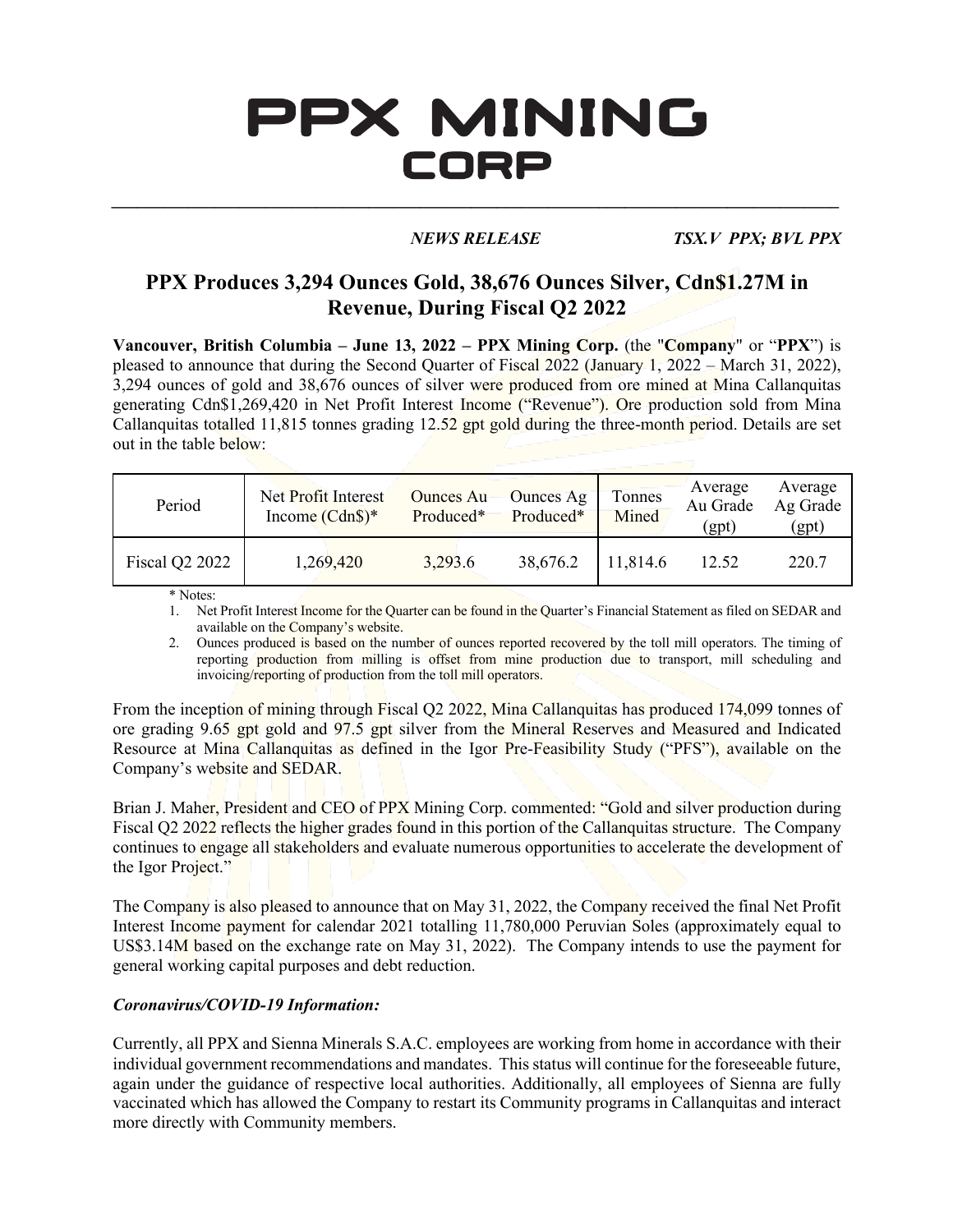# PPX MINING CORP

*NEWS RELEASE* *TSX.V PPX; BVL PPX*

## PPX Produces 3,294 Ounces Gold, 38,676 Ounces Silver, Cdn$1.27M in Revenue, During Fiscal Q2 2022

**Vancouver, British Columbia – June 13, 2022 – PPX Mining Corp.** (the "**Company**" or "**PPX**") is pleased to announce that during the Second Quarter of Fiscal 2022 (January 1, 2022 – March 31, 2022), 3,294 ounces of gold and 38,676 ounces of silver were produced from ore mined at Mina Callanquitas generating Cdn$1,269,420 in Net Profit Interest Income ("Revenue"). Ore production sold from Mina Callanquitas totalled 11,815 tonnes grading 12.52 gpt gold during the three-month period. Details are set out in the table below:

| Period | Net Profit Interest Income (Cdn$)* | Ounces Au Produced* | Ounces Ag Produced* | Tonnes Mined | Average Au Grade (gpt) | Average Ag Grade (gpt) |
|---|---|---|---|---|---|---|
| Fiscal Q2 2022 | 1,269,420 | 3,293.6 | 38,676.2 | 11,814.6 | 12.52 | 220.7 |

\* Notes:

1. Net Profit Interest Income for the Quarter can be found in the Quarter's Financial Statement as filed on SEDAR and available on the Company's website.
2. Ounces produced is based on the number of ounces reported recovered by the toll mill operators. The timing of reporting production from milling is offset from mine production due to transport, mill scheduling and invoicing/reporting of production from the toll mill operators.

From the inception of mining through Fiscal Q2 2022, Mina Callanquitas has produced 174,099 tonnes of ore grading 9.65 gpt gold and 97.5 gpt silver from the Mineral Reserves and Measured and Indicated Resource at Mina Callanquitas as defined in the Igor Pre-Feasibility Study ("PFS"), available on the Company's website and SEDAR.

Brian J. Maher, President and CEO of PPX Mining Corp. commented: "Gold and silver production during Fiscal Q2 2022 reflects the higher grades found in this portion of the Callanquitas structure. The Company continues to engage all stakeholders and evaluate numerous opportunities to accelerate the development of the Igor Project."

The Company is also pleased to announce that on May 31, 2022, the Company received the final Net Profit Interest Income payment for calendar 2021 totalling 11,780,000 Peruvian Soles (approximately equal to US$3.14M based on the exchange rate on May 31, 2022). The Company intends to use the payment for general working capital purposes and debt reduction.

### *Coronavirus/COVID-19 Information:*

Currently, all PPX and Sienna Minerals S.A.C. employees are working from home in accordance with their individual government recommendations and mandates. This status will continue for the foreseeable future, again under the guidance of respective local authorities. Additionally, all employees of Sienna are fully vaccinated which has allowed the Company to restart its Community programs in Callanquitas and interact more directly with Community members.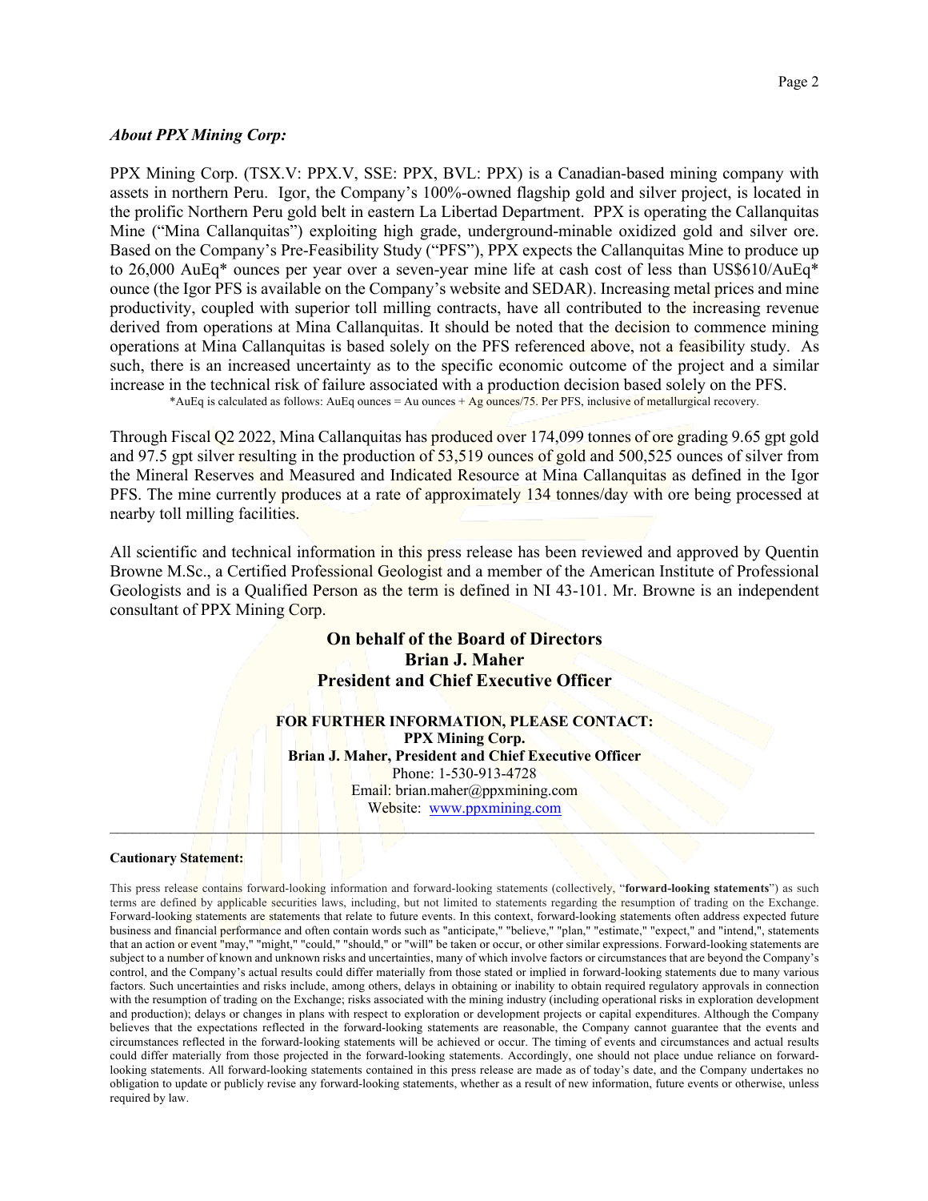### *About PPX Mining Corp:*

PPX Mining Corp. (TSX.V: PPX.V, SSE: PPX, BVL: PPX) is a Canadian-based mining company with assets in northern Peru. Igor, the Company's 100%-owned flagship gold and silver project, is located in the prolific Northern Peru gold belt in eastern La Libertad Department. PPX is operating the Callanquitas Mine ("Mina Callanquitas") exploiting high grade, underground-minable oxidized gold and silver ore. Based on the Company's Pre-Feasibility Study ("PFS"), PPX expects the Callanquitas Mine to produce up to 26,000 AuEq* ounces per year over a seven-year mine life at cash cost of less than US$610/AuEq* ounce (the Igor PFS is available on the Company's website and SEDAR). Increasing metal prices and mine productivity, coupled with superior toll milling contracts, have all contributed to the increasing revenue derived from operations at Mina Callanquitas. It should be noted that the decision to commence mining operations at Mina Callanquitas is based solely on the PFS referenced above, not a feasibility study. As such, there is an increased uncertainty as to the specific economic outcome of the project and a similar increase in the technical risk of failure associated with a production decision based solely on the PFS.

*AuEq is calculated as follows: AuEq ounces = Au ounces + Ag ounces/75. Per PFS, inclusive of metallurgical recovery.

Through Fiscal Q2 2022, Mina Callanquitas has produced over 174,099 tonnes of ore grading 9.65 gpt gold and 97.5 gpt silver resulting in the production of 53,519 ounces of gold and 500,525 ounces of silver from the Mineral Reserves and Measured and Indicated Resource at Mina Callanquitas as defined in the Igor PFS. The mine currently produces at a rate of approximately 134 tonnes/day with ore being processed at nearby toll milling facilities.

All scientific and technical information in this press release has been reviewed and approved by Quentin Browne M.Sc., a Certified Professional Geologist and a member of the American Institute of Professional Geologists and is a Qualified Person as the term is defined in NI 43-101. Mr. Browne is an independent consultant of PPX Mining Corp.

**On behalf of the Board of Directors**
**Brian J. Maher**
**President and Chief Executive Officer**

**FOR FURTHER INFORMATION, PLEASE CONTACT:**
**PPX Mining Corp.**
**Brian J. Maher, President and Chief Executive Officer**
Phone: 1-530-913-4728
Email: brian.maher@ppxmining.com
Website: www.ppxmining.com

---

**Cautionary Statement:**

This press release contains forward-looking information and forward-looking statements (collectively, "**forward-looking statements**") as such terms are defined by applicable securities laws, including, but not limited to statements regarding the resumption of trading on the Exchange. Forward-looking statements are statements that relate to future events. In this context, forward-looking statements often address expected future business and financial performance and often contain words such as "anticipate," "believe," "plan," "estimate," "expect," and "intend,", statements that an action or event "may," "might," "could," "should," or "will" be taken or occur, or other similar expressions. Forward-looking statements are subject to a number of known and unknown risks and uncertainties, many of which involve factors or circumstances that are beyond the Company's control, and the Company's actual results could differ materially from those stated or implied in forward-looking statements due to many various factors. Such uncertainties and risks include, among others, delays in obtaining or inability to obtain required regulatory approvals in connection with the resumption of trading on the Exchange; risks associated with the mining industry (including operational risks in exploration development and production); delays or changes in plans with respect to exploration or development projects or capital expenditures. Although the Company believes that the expectations reflected in the forward-looking statements are reasonable, the Company cannot guarantee that the events and circumstances reflected in the forward-looking statements will be achieved or occur. The timing of events and circumstances and actual results could differ materially from those projected in the forward-looking statements. Accordingly, one should not place undue reliance on forward-looking statements. All forward-looking statements contained in this press release are made as of today's date, and the Company undertakes no obligation to update or publicly revise any forward-looking statements, whether as a result of new information, future events or otherwise, unless required by law.